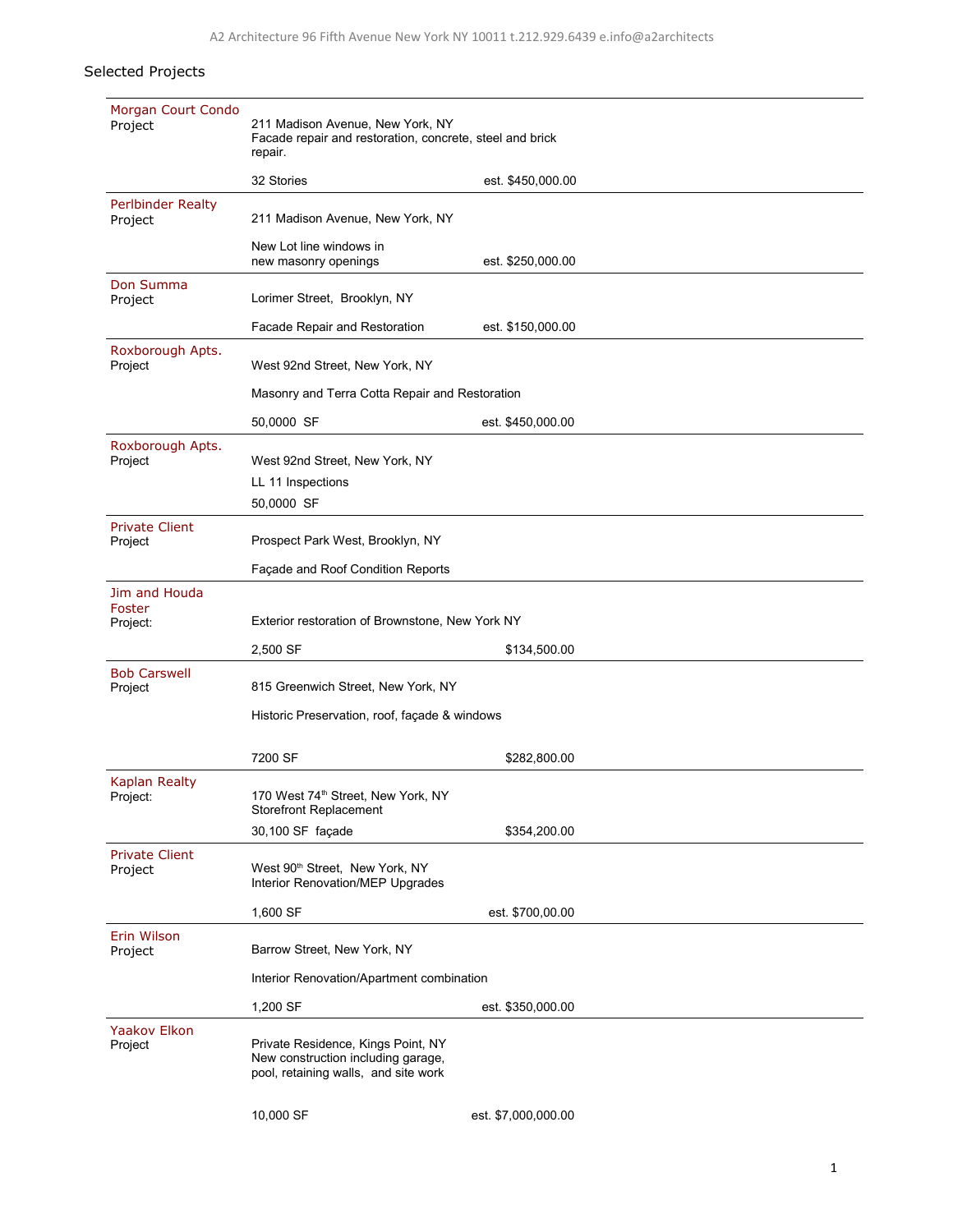## Selected Projects

**Morgan Court Condo**
Project
211 Madison Avenue, New York, NY
Facade repair and restoration, concrete, steel and brick repair.
32 Stories — est. $450,000.00

---

**Perlbinder Realty**
Project
211 Madison Avenue, New York, NY
New Lot line windows in new masonry openings — est. $250,000.00

---

**Don Summa**
Project
Lorimer Street, Brooklyn, NY
Facade Repair and Restoration — est. $150,000.00

---

**Roxborough Apts.**
Project
West 92nd Street, New York, NY
Masonry and Terra Cotta Repair and Restoration
50,0000 SF — est. $450,000.00

---

**Roxborough Apts.**
Project
West 92nd Street, New York, NY
LL 11 Inspections
50,0000 SF

---

**Private Client**
Project
Prospect Park West, Brooklyn, NY
Façade and Roof Condition Reports

---

**Jim and Houda Foster**
Project:
Exterior restoration of Brownstone, New York NY
2,500 SF — $134,500.00

---

**Bob Carswell**
Project
815 Greenwich Street, New York, NY
Historic Preservation, roof, façade & windows
7200 SF — $282,800.00

---

**Kaplan Realty**
Project:
170 West 74th Street, New York, NY
Storefront Replacement
30,100 SF façade — $354,200.00

---

**Private Client**
Project
West 90th Street, New York, NY
Interior Renovation/MEP Upgrades
1,600 SF — est. $700,00.00

---

**Erin Wilson**
Project
Barrow Street, New York, NY
Interior Renovation/Apartment combination
1,200 SF — est. $350,000.00

---

**Yaakov Elkon**
Project
Private Residence, Kings Point, NY
New construction including garage, pool, retaining walls, and site work
10,000 SF — est. $7,000,000.00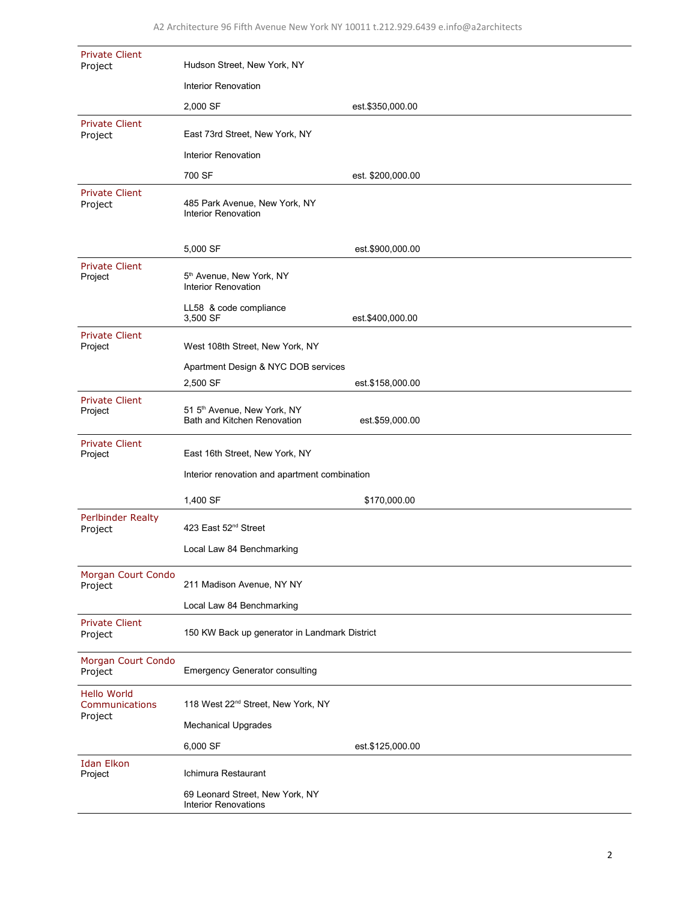| | | |
|---|---|---|
| **Private Client**<br>Project | Hudson Street, New York, NY<br><br>Interior Renovation<br><br>2,000 SF | <br><br><br><br>est.$350,000.00 |
| **Private Client**<br>Project | East 73rd Street, New York, NY<br><br>Interior Renovation<br><br>700 SF | <br><br><br><br>est. $200,000.00 |
| **Private Client**<br>Project | 485 Park Avenue, New York, NY<br>Interior Renovation<br><br>5,000 SF | <br><br><br><br>est.$900,000.00 |
| **Private Client**<br>Project | 5th Avenue, New York, NY<br>Interior Renovation<br><br>LL58 & code compliance<br>3,500 SF | <br><br><br><br>est.$400,000.00 |
| **Private Client**<br>Project | West 108th Street, New York, NY<br><br>Apartment Design & NYC DOB services<br><br>2,500 SF | <br><br><br><br>est.$158,000.00 |
| **Private Client**<br>Project | 51 5th Avenue, New York, NY<br>Bath and Kitchen Renovation | <br>est.$59,000.00 |
| **Private Client**<br>Project | East 16th Street, New York, NY<br><br>Interior renovation and apartment combination<br><br>1,400 SF | <br><br><br><br>$170,000.00 |
| **Perlbinder Realty**<br>Project | 423 East 52nd Street<br><br>Local Law 84 Benchmarking | |
| **Morgan Court Condo**<br>Project | 211 Madison Avenue, NY NY<br><br>Local Law 84 Benchmarking | |
| **Private Client**<br>Project | 150 KW Back up generator in Landmark District | |
| **Morgan Court Condo**<br>Project | Emergency Generator consulting | |
| **Hello World Communications**<br>Project | 118 West 22nd Street, New York, NY<br><br>Mechanical Upgrades<br><br>6,000 SF | <br><br><br><br>est.$125,000.00 |
| **Idan Elkon**<br>Project | Ichimura Restaurant<br><br>69 Leonard Street, New York, NY<br>Interior Renovations | |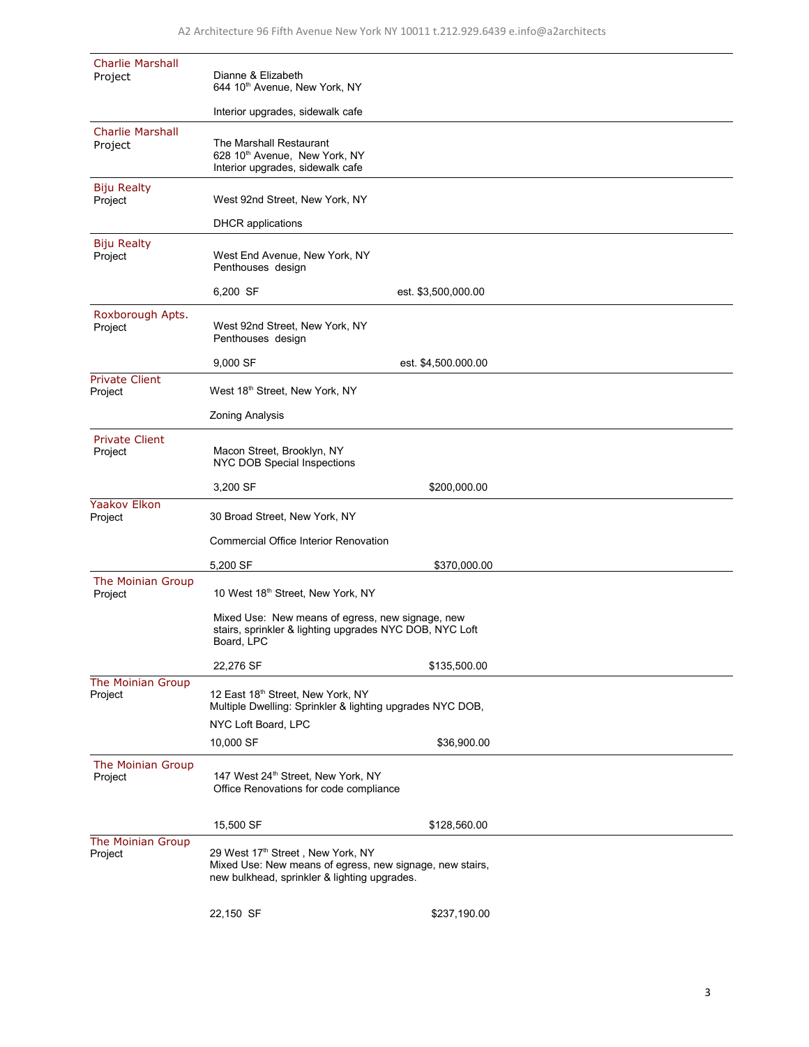**Charlie Marshall**
Project

Dianne & Elizabeth
644 10th Avenue, New York, NY

Interior upgrades, sidewalk cafe

---

**Charlie Marshall**
Project

The Marshall Restaurant
628 10th Avenue, New York, NY
Interior upgrades, sidewalk cafe

---

**Biju Realty**
Project

West 92nd Street, New York, NY

DHCR applications

---

**Biju Realty**
Project

West End Avenue, New York, NY
Penthouses design

6,200 SF — est. $3,500,000.00

---

**Roxborough Apts.**
Project

West 92nd Street, New York, NY
Penthouses design

9,000 SF — est. $4,500.000.00

---

**Private Client**
Project

West 18th Street, New York, NY

Zoning Analysis

---

**Private Client**
Project

Macon Street, Brooklyn, NY
NYC DOB Special Inspections

3,200 SF — $200,000.00

---

**Yaakov Elkon**
Project

30 Broad Street, New York, NY

Commercial Office Interior Renovation

5,200 SF — $370,000.00

---

**The Moinian Group**
Project

10 West 18th Street, New York, NY

Mixed Use: New means of egress, new signage, new stairs, sprinkler & lighting upgrades NYC DOB, NYC Loft Board, LPC

22,276 SF — $135,500.00

---

**The Moinian Group**
Project

12 East 18th Street, New York, NY
Multiple Dwelling: Sprinkler & lighting upgrades NYC DOB, NYC Loft Board, LPC

10,000 SF — $36,900.00

---

**The Moinian Group**
Project

147 West 24th Street, New York, NY
Office Renovations for code compliance

15,500 SF — $128,560.00

---

**The Moinian Group**
Project

29 West 17th Street , New York, NY
Mixed Use: New means of egress, new signage, new stairs, new bulkhead, sprinkler & lighting upgrades.

22,150 SF — $237,190.00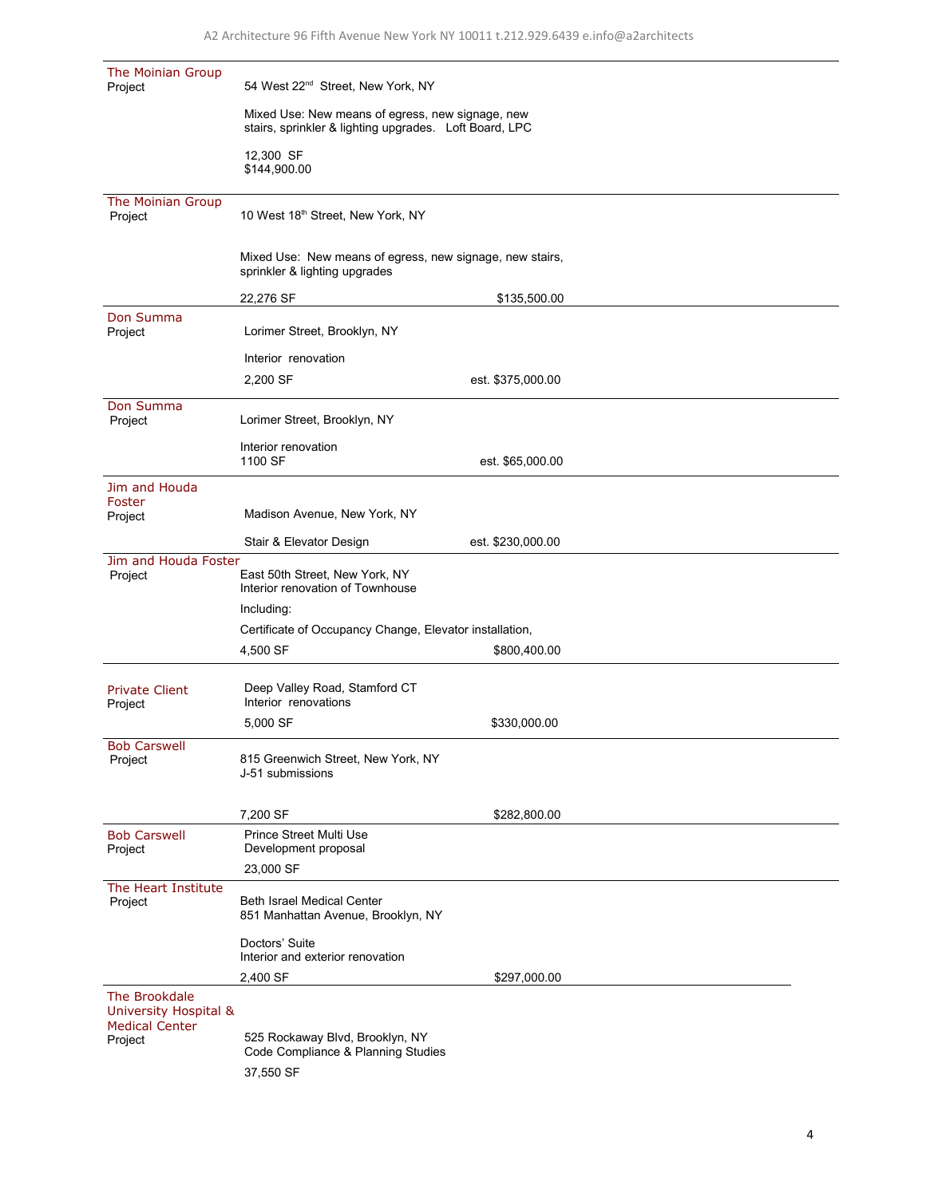**The Moinian Group**
Project

54 West 22nd Street, New York, NY

Mixed Use: New means of egress, new signage, new stairs, sprinkler & lighting upgrades. Loft Board, LPC

12,300 SF
$144,900.00

---

**The Moinian Group**
Project

10 West 18th Street, New York, NY

Mixed Use: New means of egress, new signage, new stairs, sprinkler & lighting upgrades

22,276 SF — $135,500.00

---

**Don Summa**
Project

Lorimer Street, Brooklyn, NY

Interior renovation

2,200 SF — est. $375,000.00

---

**Don Summa**
Project

Lorimer Street, Brooklyn, NY

Interior renovation
1100 SF — est. $65,000.00

---

**Jim and Houda Foster**
Project

Madison Avenue, New York, NY

Stair & Elevator Design — est. $230,000.00

---

**Jim and Houda Foster**
Project

East 50th Street, New York, NY
Interior renovation of Townhouse

Including:

Certificate of Occupancy Change, Elevator installation,

4,500 SF — $800,400.00

---

**Private Client**
Project

Deep Valley Road, Stamford CT
Interior renovations

5,000 SF — $330,000.00

---

**Bob Carswell**
Project

815 Greenwich Street, New York, NY
J-51 submissions

7,200 SF — $282,800.00

---

**Bob Carswell**
Project

Prince Street Multi Use
Development proposal

23,000 SF

---

**The Heart Institute**
Project

Beth Israel Medical Center
851 Manhattan Avenue, Brooklyn, NY

Doctors' Suite
Interior and exterior renovation

2,400 SF — $297,000.00

---

**The Brookdale University Hospital & Medical Center**
Project

525 Rockaway Blvd, Brooklyn, NY
Code Compliance & Planning Studies

37,550 SF